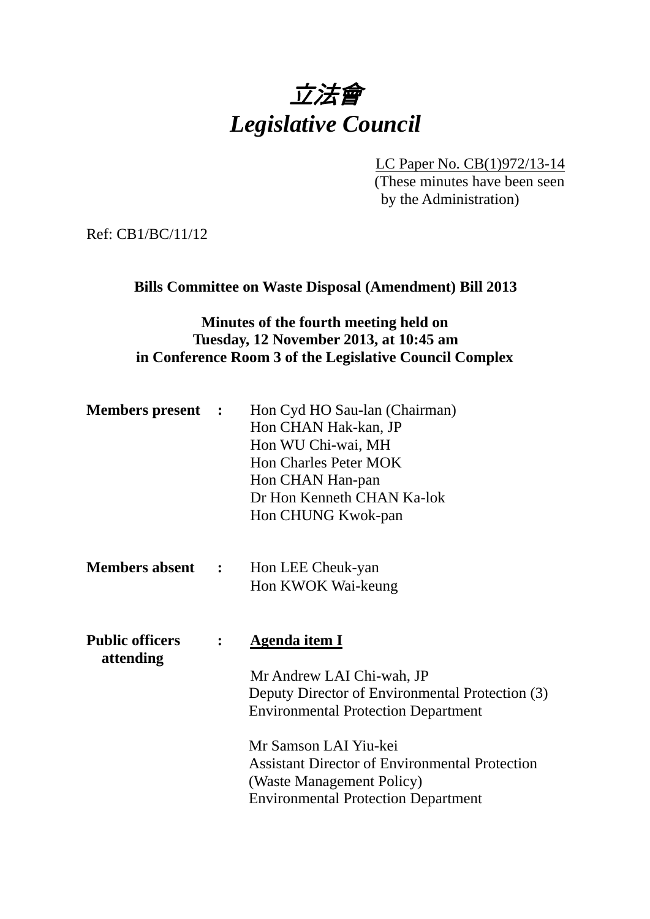# *立法會*
# *Legislative Council*

LC Paper No. CB(1)972/13-14
(These minutes have been seen by the Administration)

Ref: CB1/BC/11/12

**Bills Committee on Waste Disposal (Amendment) Bill 2013**

**Minutes of the fourth meeting held on**
**Tuesday, 12 November 2013, at 10:45 am**
**in Conference Room 3 of the Legislative Council Complex**

**Members present :** Hon Cyd HO Sau-lan (Chairman)
Hon CHAN Hak-kan, JP
Hon WU Chi-wai, MH
Hon Charles Peter MOK
Hon CHAN Han-pan
Dr Hon Kenneth CHAN Ka-lok
Hon CHUNG Kwok-pan

**Members absent :** Hon LEE Cheuk-yan
Hon KWOK Wai-keung

**Public officers attending :** **Agenda item I**

Mr Andrew LAI Chi-wah, JP
Deputy Director of Environmental Protection (3)
Environmental Protection Department

Mr Samson LAI Yiu-kei
Assistant Director of Environmental Protection (Waste Management Policy)
Environmental Protection Department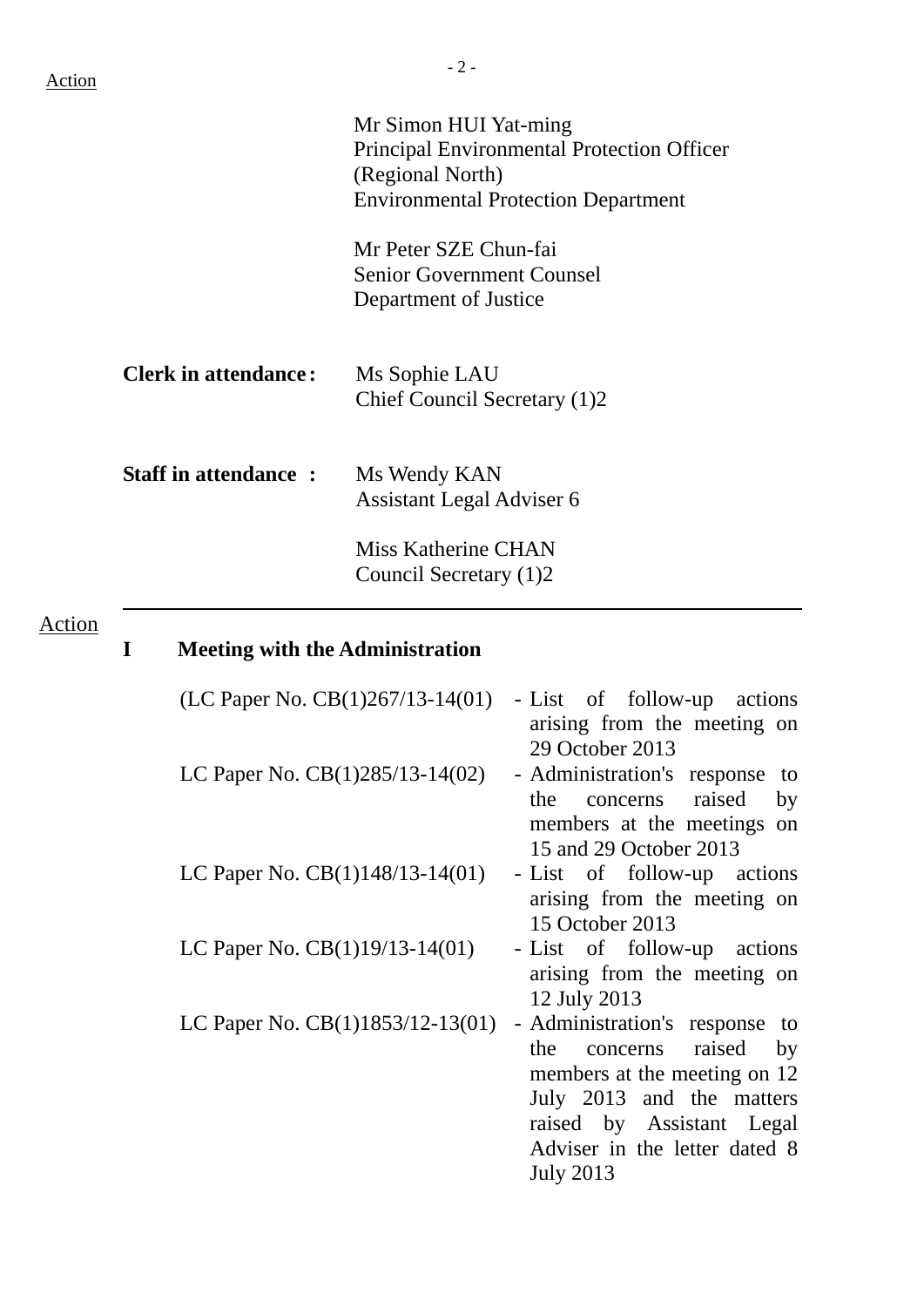Action

Mr Simon HUI Yat-ming
Principal Environmental Protection Officer (Regional North)
Environmental Protection Department

Mr Peter SZE Chun-fai
Senior Government Counsel
Department of Justice

**Clerk in attendance:** Ms Sophie LAU
Chief Council Secretary (1)2

**Staff in attendance :** Ms Wendy KAN
Assistant Legal Adviser 6

Miss Katherine CHAN
Council Secretary (1)2

---

Action

## I Meeting with the Administration

| | |
|---|---|
| (LC Paper No. CB(1)267/13-14(01) | - List of follow-up actions arising from the meeting on 29 October 2013 |
| LC Paper No. CB(1)285/13-14(02) | - Administration's response to the concerns raised by members at the meetings on 15 and 29 October 2013 |
| LC Paper No. CB(1)148/13-14(01) | - List of follow-up actions arising from the meeting on 15 October 2013 |
| LC Paper No. CB(1)19/13-14(01) | - List of follow-up actions arising from the meeting on 12 July 2013 |
| LC Paper No. CB(1)1853/12-13(01) | - Administration's response to the concerns raised by members at the meeting on 12 July 2013 and the matters raised by Assistant Legal Adviser in the letter dated 8 July 2013 |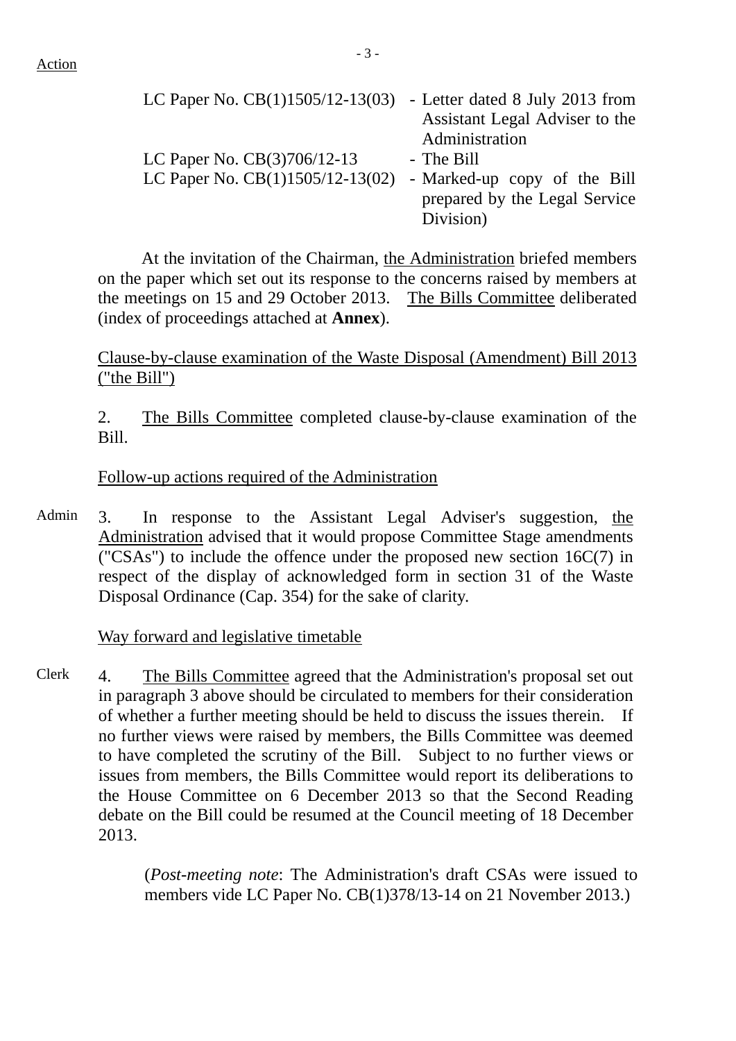Action

| | |
|---|---|
| LC Paper No. CB(1)1505/12-13(03) | - Letter dated 8 July 2013 from Assistant Legal Adviser to the Administration |
| LC Paper No. CB(3)706/12-13 | - The Bill |
| LC Paper No. CB(1)1505/12-13(02) | - Marked-up copy of the Bill prepared by the Legal Service Division) |

At the invitation of the Chairman, the Administration briefed members on the paper which set out its response to the concerns raised by members at the meetings on 15 and 29 October 2013. The Bills Committee deliberated (index of proceedings attached at **Annex**).

Clause-by-clause examination of the Waste Disposal (Amendment) Bill 2013 ("the Bill")

2. The Bills Committee completed clause-by-clause examination of the Bill.

Follow-up actions required of the Administration

Admin

3. In response to the Assistant Legal Adviser's suggestion, the Administration advised that it would propose Committee Stage amendments ("CSAs") to include the offence under the proposed new section 16C(7) in respect of the display of acknowledged form in section 31 of the Waste Disposal Ordinance (Cap. 354) for the sake of clarity.

Way forward and legislative timetable

Clerk

4. The Bills Committee agreed that the Administration's proposal set out in paragraph 3 above should be circulated to members for their consideration of whether a further meeting should be held to discuss the issues therein. If no further views were raised by members, the Bills Committee was deemed to have completed the scrutiny of the Bill. Subject to no further views or issues from members, the Bills Committee would report its deliberations to the House Committee on 6 December 2013 so that the Second Reading debate on the Bill could be resumed at the Council meeting of 18 December 2013.

(*Post-meeting note*: The Administration's draft CSAs were issued to members vide LC Paper No. CB(1)378/13-14 on 21 November 2013.)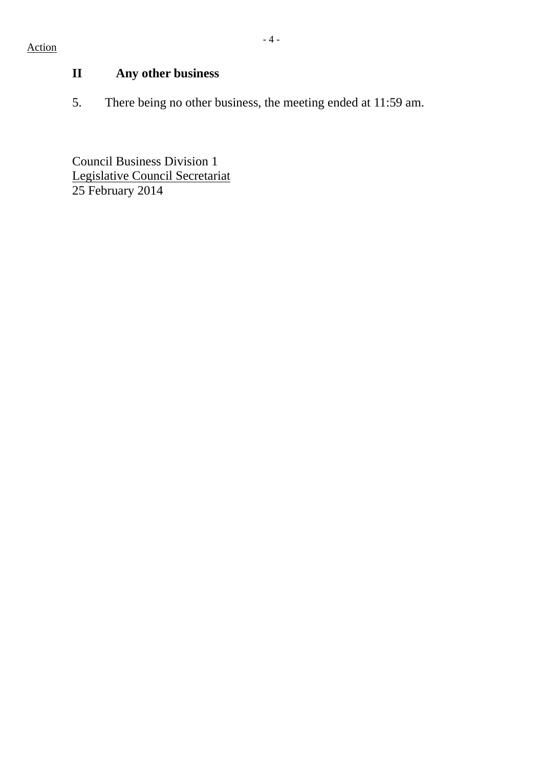Action

## II Any other business

5. There being no other business, the meeting ended at 11:59 am.

Council Business Division 1
Legislative Council Secretariat
25 February 2014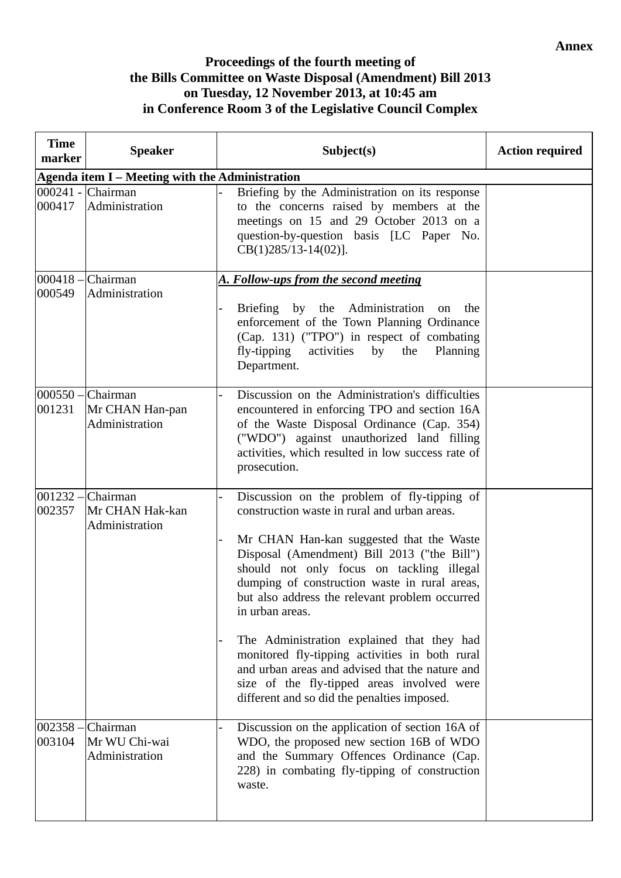**Annex**

**Proceedings of the fourth meeting of the Bills Committee on Waste Disposal (Amendment) Bill 2013 on Tuesday, 12 November 2013, at 10:45 am in Conference Room 3 of the Legislative Council Complex**

| Time marker | Speaker | Subject(s) | Action required |
|---|---|---|---|
| **Agenda item I – Meeting with the Administration** | | | |
| 000241 - 000417 | Chairman<br>Administration | - Briefing by the Administration on its response to the concerns raised by members at the meetings on 15 and 29 October 2013 on a question-by-question basis [LC Paper No. CB(1)285/13-14(02)]. | |
| 000418 – 000549 | Chairman<br>Administration | ***A. Follow-ups from the second meeting***<br><br>- Briefing by the Administration on the enforcement of the Town Planning Ordinance (Cap. 131) ("TPO") in respect of combating fly-tipping activities by the Planning Department. | |
| 000550 – 001231 | Chairman<br>Mr CHAN Han-pan<br>Administration | - Discussion on the Administration's difficulties encountered in enforcing TPO and section 16A of the Waste Disposal Ordinance (Cap. 354) ("WDO") against unauthorized land filling activities, which resulted in low success rate of prosecution. | |
| 001232 – 002357 | Chairman<br>Mr CHAN Hak-kan<br>Administration | - Discussion on the problem of fly-tipping of construction waste in rural and urban areas.<br><br>- Mr CHAN Han-kan suggested that the Waste Disposal (Amendment) Bill 2013 ("the Bill") should not only focus on tackling illegal dumping of construction waste in rural areas, but also address the relevant problem occurred in urban areas.<br><br>- The Administration explained that they had monitored fly-tipping activities in both rural and urban areas and advised that the nature and size of the fly-tipped areas involved were different and so did the penalties imposed. | |
| 002358 – 003104 | Chairman<br>Mr WU Chi-wai<br>Administration | - Discussion on the application of section 16A of WDO, the proposed new section 16B of WDO and the Summary Offences Ordinance (Cap. 228) in combating fly-tipping of construction waste. | |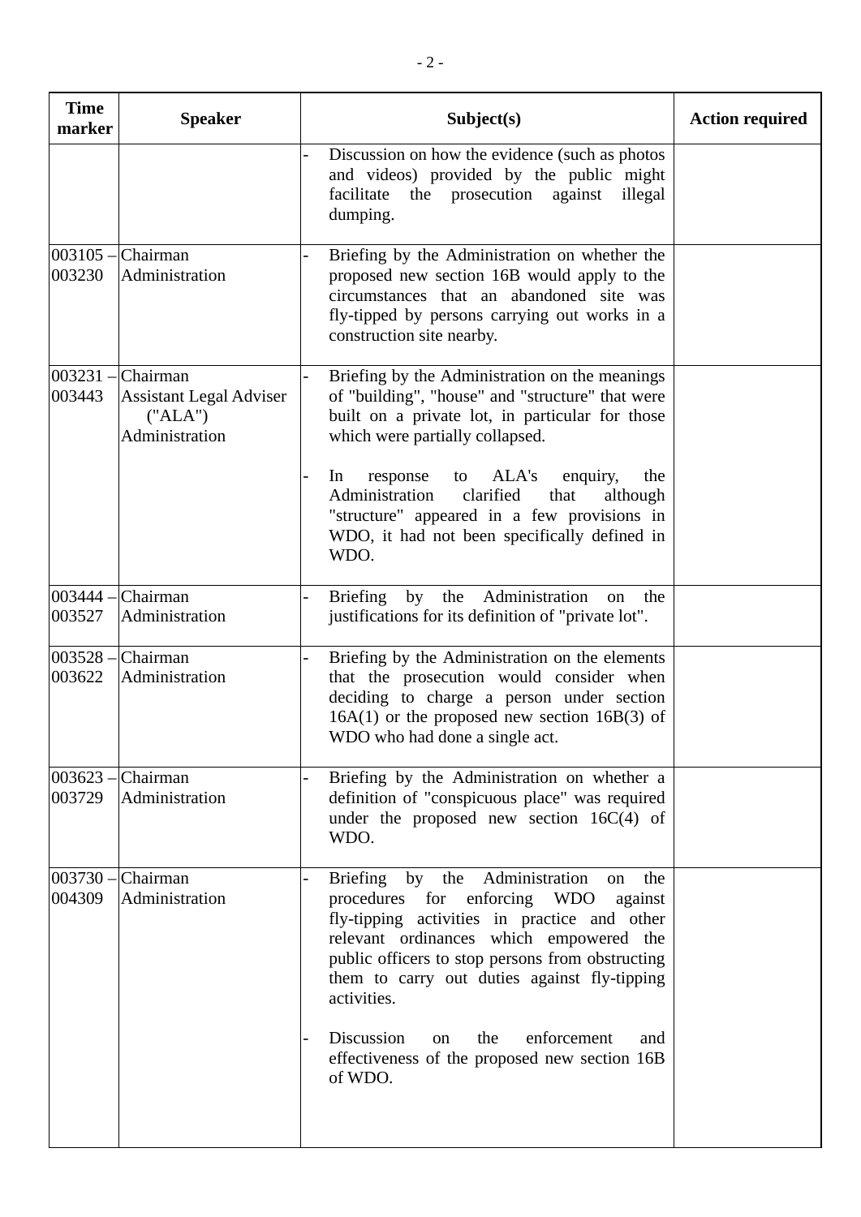| Time marker | Speaker | Subject(s) | Action required |
|---|---|---|---|
| | | - Discussion on how the evidence (such as photos and videos) provided by the public might facilitate the prosecution against illegal dumping. | |
| 003105 – 003230 | Chairman<br>Administration | - Briefing by the Administration on whether the proposed new section 16B would apply to the circumstances that an abandoned site was fly-tipped by persons carrying out works in a construction site nearby. | |
| 003231 – 003443 | Chairman<br>Assistant Legal Adviser ("ALA")<br>Administration | - Briefing by the Administration on the meanings of "building", "house" and "structure" that were built on a private lot, in particular for those which were partially collapsed.<br><br>- In response to ALA's enquiry, the Administration clarified that although "structure" appeared in a few provisions in WDO, it had not been specifically defined in WDO. | |
| 003444 – 003527 | Chairman<br>Administration | - Briefing by the Administration on the justifications for its definition of "private lot". | |
| 003528 – 003622 | Chairman<br>Administration | - Briefing by the Administration on the elements that the prosecution would consider when deciding to charge a person under section 16A(1) or the proposed new section 16B(3) of WDO who had done a single act. | |
| 003623 – 003729 | Chairman<br>Administration | - Briefing by the Administration on whether a definition of "conspicuous place" was required under the proposed new section 16C(4) of WDO. | |
| 003730 – 004309 | Chairman<br>Administration | - Briefing by the Administration on the procedures for enforcing WDO against fly-tipping activities in practice and other relevant ordinances which empowered the public officers to stop persons from obstructing them to carry out duties against fly-tipping activities.<br><br>- Discussion on the enforcement and effectiveness of the proposed new section 16B of WDO. | |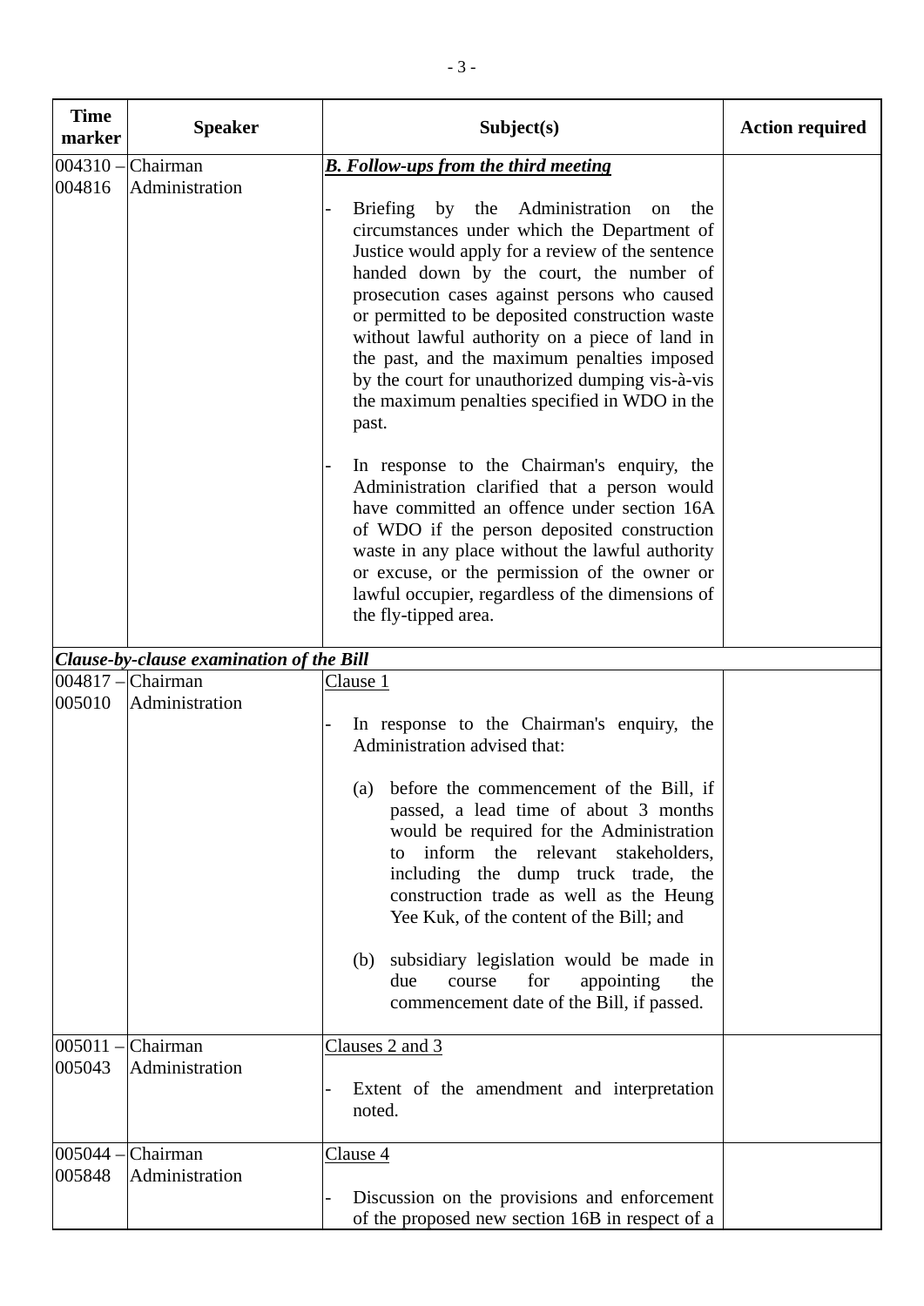| Time marker | Speaker | Subject(s) | Action required |
|---|---|---|---|
| 004310 – 004816 | Chairman Administration | ***B. Follow-ups from the third meeting*** <br><br> - Briefing by the Administration on the circumstances under which the Department of Justice would apply for a review of the sentence handed down by the court, the number of prosecution cases against persons who caused or permitted to be deposited construction waste without lawful authority on a piece of land in the past, and the maximum penalties imposed by the court for unauthorized dumping vis-à-vis the maximum penalties specified in WDO in the past. <br><br> - In response to the Chairman's enquiry, the Administration clarified that a person would have committed an offence under section 16A of WDO if the person deposited construction waste in any place without the lawful authority or excuse, or the permission of the owner or lawful occupier, regardless of the dimensions of the fly-tipped area. | |
| ***Clause-by-clause examination of the Bill*** | | | |
| 004817 – 005010 | Chairman Administration | Clause 1 <br><br> - In response to the Chairman's enquiry, the Administration advised that: <br><br> (a) before the commencement of the Bill, if passed, a lead time of about 3 months would be required for the Administration to inform the relevant stakeholders, including the dump truck trade, the construction trade as well as the Heung Yee Kuk, of the content of the Bill; and <br><br> (b) subsidiary legislation would be made in due course for appointing the commencement date of the Bill, if passed. | |
| 005011 – 005043 | Chairman Administration | Clauses 2 and 3 <br><br> - Extent of the amendment and interpretation noted. | |
| 005044 – 005848 | Chairman Administration | Clause 4 <br><br> - Discussion on the provisions and enforcement of the proposed new section 16B in respect of a | |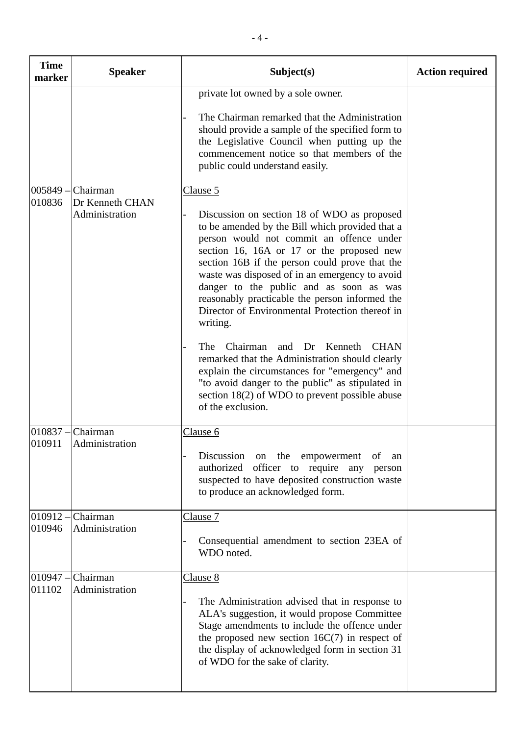| Time marker | Speaker | Subject(s) | Action required |
|---|---|---|---|
| | | private lot owned by a sole owner.<br><br>- The Chairman remarked that the Administration should provide a sample of the specified form to the Legislative Council when putting up the commencement notice so that members of the public could understand easily. | |
| 005849 – 010836 | Chairman<br>Dr Kenneth CHAN<br>Administration | <u>Clause 5</u><br><br>- Discussion on section 18 of WDO as proposed to be amended by the Bill which provided that a person would not commit an offence under section 16, 16A or 17 or the proposed new section 16B if the person could prove that the waste was disposed of in an emergency to avoid danger to the public and as soon as was reasonably practicable the person informed the Director of Environmental Protection thereof in writing.<br><br>- The Chairman and Dr Kenneth CHAN remarked that the Administration should clearly explain the circumstances for "emergency" and "to avoid danger to the public" as stipulated in section 18(2) of WDO to prevent possible abuse of the exclusion. | |
| 010837 – 010911 | Chairman<br>Administration | <u>Clause 6</u><br><br>- Discussion on the empowerment of an authorized officer to require any person suspected to have deposited construction waste to produce an acknowledged form. | |
| 010912 – 010946 | Chairman<br>Administration | <u>Clause 7</u><br><br>- Consequential amendment to section 23EA of WDO noted. | |
| 010947 – 011102 | Chairman<br>Administration | <u>Clause 8</u><br><br>- The Administration advised that in response to ALA's suggestion, it would propose Committee Stage amendments to include the offence under the proposed new section 16C(7) in respect of the display of acknowledged form in section 31 of WDO for the sake of clarity. | |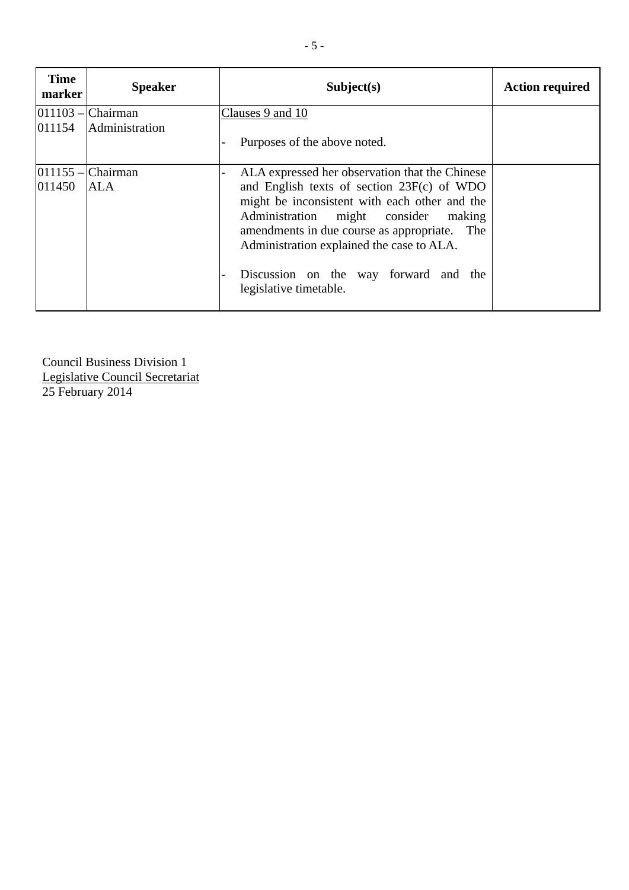| Time marker | Speaker | Subject(s) | Action required |
|---|---|---|---|
| 011103 – 011154 | Chairman Administration | Clauses 9 and 10<br><br>- Purposes of the above noted. | |
| 011155 – 011450 | Chairman ALA | - ALA expressed her observation that the Chinese and English texts of section 23F(c) of WDO might be inconsistent with each other and the Administration might consider making amendments in due course as appropriate. The Administration explained the case to ALA.<br><br>- Discussion on the way forward and the legislative timetable. | |

Council Business Division 1
Legislative Council Secretariat
25 February 2014